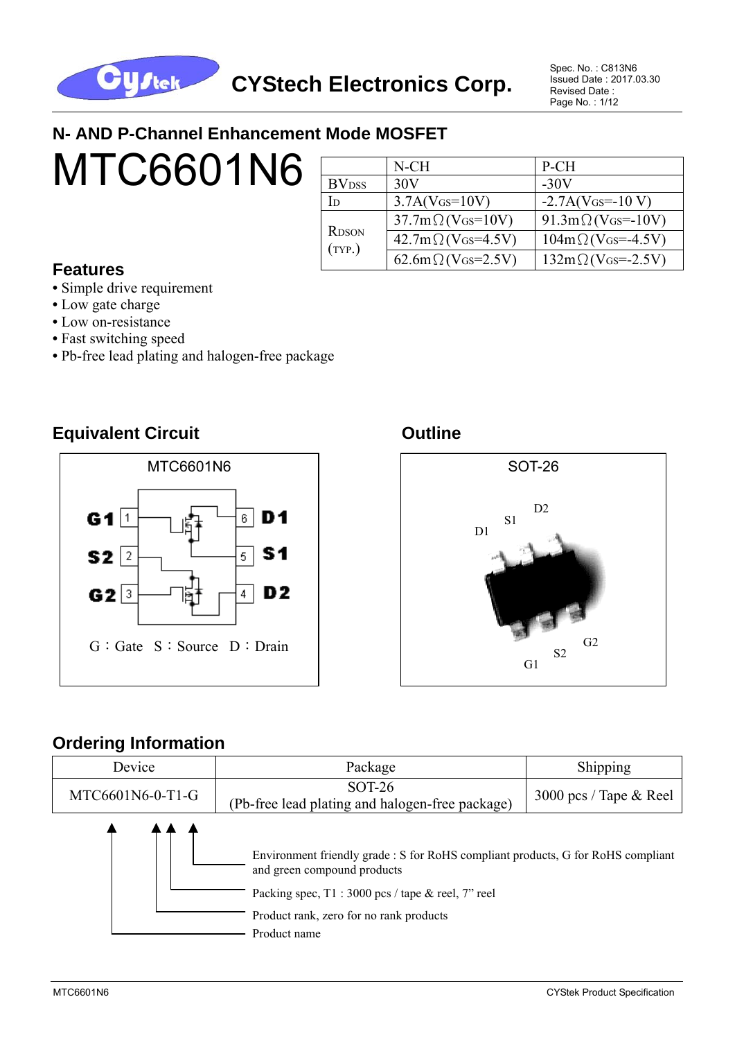## N- AND P-Channel Enhancement Mode MOSFET

# MTC6601N6

| | N-CH | P-CH |
|---|---|---|
| $BV_{DSS}$ | 30V | -30V |
| $I_D$ | 3.7A($V_{GS}$=10V) | -2.7A($V_{GS}$=-10 V) |
| $R_{DSON}$ (TYP.) | 37.7mΩ($V_{GS}$=10V) | 91.3mΩ($V_{GS}$=-10V) |
| | 42.7mΩ($V_{GS}$=4.5V) | 104mΩ($V_{GS}$=-4.5V) |
| | 62.6mΩ($V_{GS}$=2.5V) | 132mΩ($V_{GS}$=-2.5V) |

### Features

- Simple drive requirement
- Low gate charge
- Low on-resistance
- Fast switching speed
- Pb-free lead plating and halogen-free package

### Equivalent Circuit

MTC6601N6

G1 1, S2 2, G2 3, D2 4, S1 5, D1 6

G：Gate S：Source D：Drain

### Outline

SOT-26

D1, S1, D2, G1, S2, G2

### Ordering Information

| Device | Package | Shipping |
|---|---|---|
| MTC6601N6-0-T1-G | SOT-26<br>(Pb-free lead plating and halogen-free package) | 3000 pcs / Tape & Reel |

- Environment friendly grade : S for RoHS compliant products, G for RoHS compliant and green compound products
- Packing spec, T1 : 3000 pcs / tape & reel, 7" reel
- Product rank, zero for no rank products
- Product name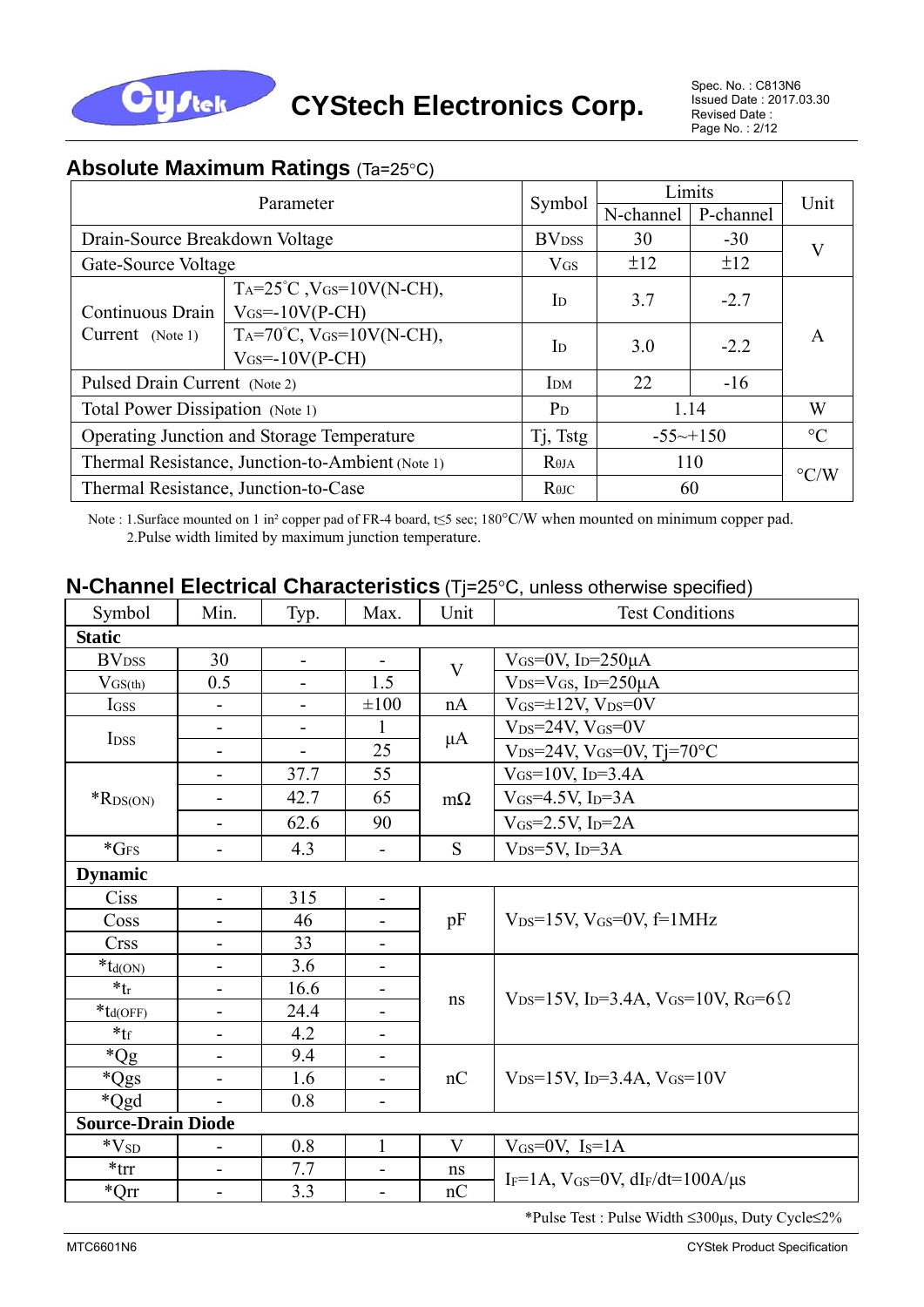## Absolute Maximum Ratings (Ta=25°C)

| Parameter | | Symbol | Limits | | Unit |
|---|---|---|---|---|---|
| | | | N-channel | P-channel | |
| Drain-Source Breakdown Voltage | | $BV_{DSS}$ | 30 | -30 | V |
| Gate-Source Voltage | | $V_{GS}$ | ±12 | ±12 | V |
| Continuous Drain Current (Note 1) | $T_A$=25°C, $V_{GS}$=10V(N-CH), $V_{GS}$=-10V(P-CH) | $I_D$ | 3.7 | -2.7 | A |
| | $T_A$=70°C, $V_{GS}$=10V(N-CH), $V_{GS}$=-10V(P-CH) | $I_D$ | 3.0 | -2.2 | A |
| Pulsed Drain Current (Note 2) | | $I_{DM}$ | 22 | -16 | A |
| Total Power Dissipation (Note 1) | | $P_D$ | 1.14 | | W |
| Operating Junction and Storage Temperature | | Tj, Tstg | -55~+150 | | °C |
| Thermal Resistance, Junction-to-Ambient (Note 1) | | $R_{\theta JA}$ | 110 | | °C/W |
| Thermal Resistance, Junction-to-Case | | $R_{\theta JC}$ | 60 | | °C/W |

Note : 1.Surface mounted on 1 in² copper pad of FR-4 board, t≤5 sec; 180°C/W when mounted on minimum copper pad.
2.Pulse width limited by maximum junction temperature.

## N-Channel Electrical Characteristics (Tj=25°C, unless otherwise specified)

| Symbol | Min. | Typ. | Max. | Unit | Test Conditions |
|---|---|---|---|---|---|
| **Static** | | | | | |
| $BV_{DSS}$ | 30 | - | - | V | $V_{GS}$=0V, $I_D$=250μA |
| $V_{GS(th)}$ | 0.5 | - | 1.5 | V | $V_{DS}$=$V_{GS}$, $I_D$=250μA |
| $I_{GSS}$ | - | - | ±100 | nA | $V_{GS}$=±12V, $V_{DS}$=0V |
| $I_{DSS}$ | - | - | 1 | μA | $V_{DS}$=24V, $V_{GS}$=0V |
| | - | - | 25 | μA | $V_{DS}$=24V, $V_{GS}$=0V, Tj=70°C |
| *$R_{DS(ON)}$ | - | 37.7 | 55 | mΩ | $V_{GS}$=10V, $I_D$=3.4A |
| | - | 42.7 | 65 | mΩ | $V_{GS}$=4.5V, $I_D$=3A |
| | - | 62.6 | 90 | mΩ | $V_{GS}$=2.5V, $I_D$=2A |
| *$G_{FS}$ | - | 4.3 | - | S | $V_{DS}$=5V, $I_D$=3A |
| **Dynamic** | | | | | |
| Ciss | - | 315 | - | pF | $V_{DS}$=15V, $V_{GS}$=0V, f=1MHz |
| Coss | - | 46 | - | pF | |
| Crss | - | 33 | - | pF | |
| *$t_{d(ON)}$ | - | 3.6 | - | ns | $V_{DS}$=15V, $I_D$=3.4A, $V_{GS}$=10V, $R_G$=6Ω |
| *$t_r$ | - | 16.6 | - | ns | |
| *$t_{d(OFF)}$ | - | 24.4 | - | ns | |
| *$t_f$ | - | 4.2 | - | ns | |
| *Qg | - | 9.4 | - | nC | $V_{DS}$=15V, $I_D$=3.4A, $V_{GS}$=10V |
| *Qgs | - | 1.6 | - | nC | |
| *Qgd | - | 0.8 | - | nC | |
| **Source-Drain Diode** | | | | | |
| *$V_{SD}$ | - | 0.8 | 1 | V | $V_{GS}$=0V, $I_S$=1A |
| *trr | - | 7.7 | - | ns | $I_F$=1A, $V_{GS}$=0V, $dI_F/dt$=100A/μs |
| *Qrr | - | 3.3 | - | nC | |

*Pulse Test : Pulse Width ≤300μs, Duty Cycle≤2%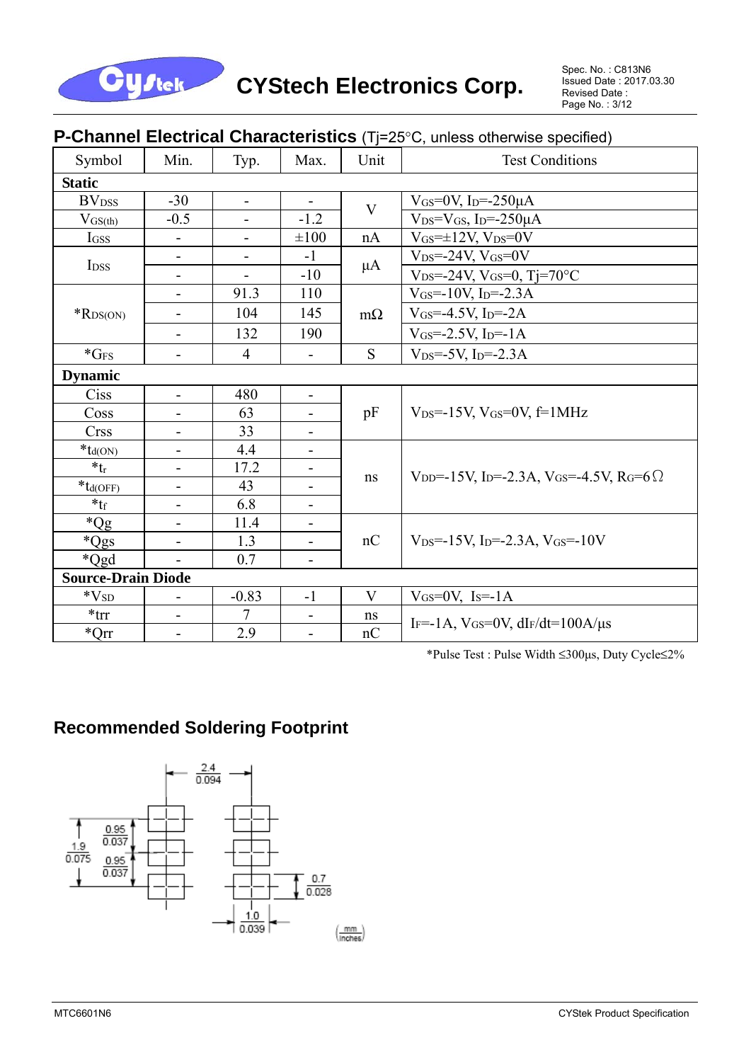## P-Channel Electrical Characteristics (Tj=25°C, unless otherwise specified)

| Symbol | Min. | Typ. | Max. | Unit | Test Conditions |
|---|---|---|---|---|---|
| **Static** | | | | | |
| $BV_{DSS}$ | -30 | - | - | V | $V_{GS}$=0V, $I_D$=-250μA |
| $V_{GS(th)}$ | -0.5 | - | -1.2 | V | $V_{DS}$=$V_{GS}$, $I_D$=-250μA |
| $I_{GSS}$ | - | - | ±100 | nA | $V_{GS}$=±12V, $V_{DS}$=0V |
| $I_{DSS}$ | - | - | -1 | μA | $V_{DS}$=-24V, $V_{GS}$=0V |
| | - | - | -10 | | $V_{DS}$=-24V, $V_{GS}$=0, Tj=70°C |
| *$R_{DS(ON)}$ | - | 91.3 | 110 | mΩ | $V_{GS}$=-10V, $I_D$=-2.3A |
| | - | 104 | 145 | | $V_{GS}$=-4.5V, $I_D$=-2A |
| | - | 132 | 190 | | $V_{GS}$=-2.5V, $I_D$=-1A |
| *$G_{FS}$ | - | 4 | - | S | $V_{DS}$=-5V, $I_D$=-2.3A |
| **Dynamic** | | | | | |
| Ciss | - | 480 | - | pF | $V_{DS}$=-15V, $V_{GS}$=0V, f=1MHz |
| Coss | - | 63 | - | | |
| Crss | - | 33 | - | | |
| *$t_{d(ON)}$ | - | 4.4 | - | ns | $V_{DD}$=-15V, $I_D$=-2.3A, $V_{GS}$=-4.5V, $R_G$=6Ω |
| *$t_r$ | - | 17.2 | - | | |
| *$t_{d(OFF)}$ | - | 43 | - | | |
| *$t_f$ | - | 6.8 | - | | |
| *Qg | - | 11.4 | - | nC | $V_{DS}$=-15V, $I_D$=-2.3A, $V_{GS}$=-10V |
| *Qgs | - | 1.3 | - | | |
| *Qgd | - | 0.7 | - | | |
| **Source-Drain Diode** | | | | | |
| *$V_{SD}$ | - | -0.83 | -1 | V | $V_{GS}$=0V, $I_S$=-1A |
| *trr | - | 7 | - | ns | $I_F$=-1A, $V_{GS}$=0V, $dI_F/dt$=100A/μs |
| *Qrr | - | 2.9 | - | nC | |

*Pulse Test : Pulse Width ≤300μs, Duty Cycle≤2%

## Recommended Soldering Footprint

2.4 / 0.094

1.9 / 0.075

0.95 / 0.037

0.95 / 0.037

0.7 / 0.028

1.0 / 0.039

(mm / inches)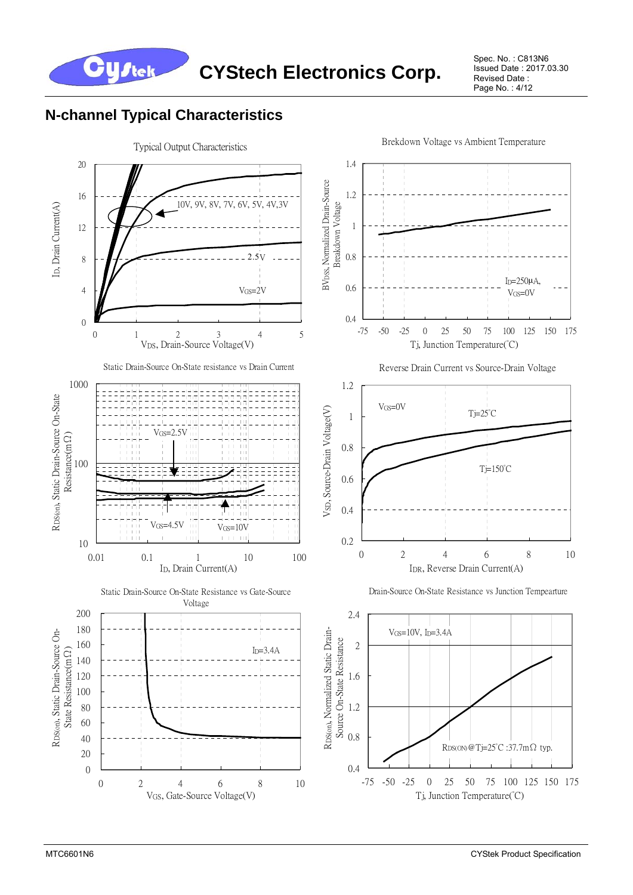## N-channel Typical Characteristics

Typical Output Characteristics

$I_D$, Drain Current(A)

10V, 9V, 8V, 7V, 6V, 5V, 4V,3V

2.5V

$V_{GS}$=2V

$V_{DS}$, Drain-Source Voltage(V)

Brekdown Voltage vs Ambient Temperature

$BV_{DSS}$, Normalized Drain-Source Breakdown Voltage

$I_D$=250μA, $V_{GS}$=0V

Tj, Junction Temperature(°C)

Static Drain-Source On-State resistance vs Drain Current

$R_{DS(on)}$, Static Drain-Source On-State Resistance(mΩ)

$V_{GS}$=2.5V

$V_{GS}$=4.5V

$V_{GS}$=10V

$I_D$, Drain Current(A)

Reverse Drain Current vs Source-Drain Voltage

$V_{SD}$, Source-Drain Voltage(V)

$V_{GS}$=0V

Tj=25°C

Tj=150°C

$I_{DR}$, Reverse Drain Current(A)

Static Drain-Source On-State Resistance vs Gate-Source Voltage

$R_{DS(on)}$, Static Drain-Source On-State Resistance(mΩ)

$I_D$=3.4A

$V_{GS}$, Gate-Source Voltage(V)

Drain-Source On-State Resistance vs Junction Tempearture

$R_{DS(on)}$, Normalized Static Drain-Source On-State Resistance

$V_{GS}$=10V, $I_D$=3.4A

$R_{DS(ON)}$@Tj=25°C :37.7mΩ typ.

Tj, Junction Temperature(°C)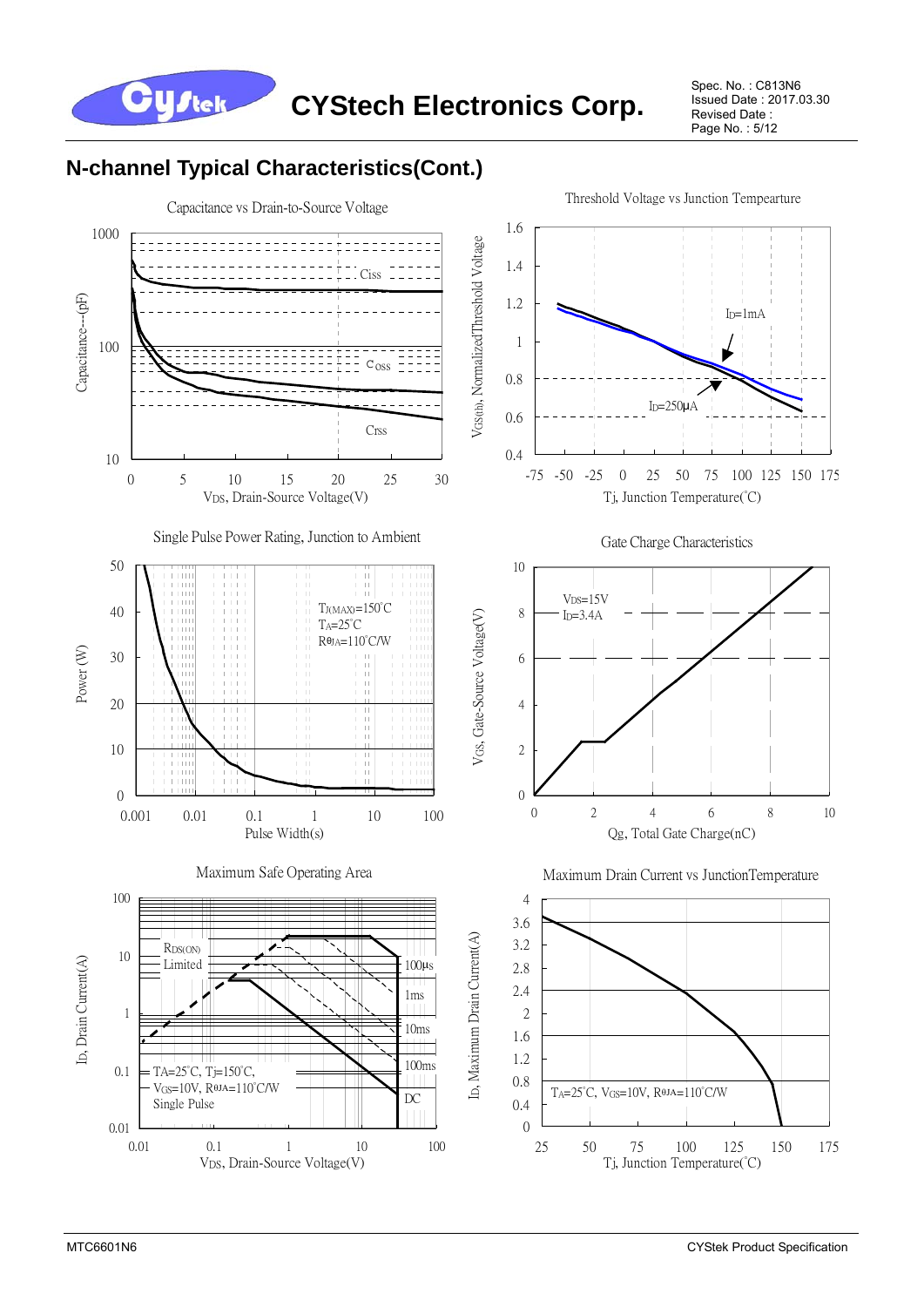## N-channel Typical Characteristics(Cont.)

**Capacitance vs Drain-to-Source Voltage**

Capacitance---(pF) vs $V_{DS}$, Drain-Source Voltage(V)

Ciss, Coss, Crss

**Threshold Voltage vs Junction Tempearture**

$V_{GS(th)}$, Normalized Threshold Voltage vs Tj, Junction Temperature(°C)

$I_D$=1mA, $I_D$=250μA

**Single Pulse Power Rating, Junction to Ambient**

Power (W) vs Pulse Width(s)

$T_{J(MAX)}$=150°C
$T_A$=25°C
$R_{\theta JA}$=110°C/W

**Gate Charge Characteristics**

$V_{GS}$, Gate-Source Voltage(V) vs Qg, Total Gate Charge(nC)

$V_{DS}$=15V
$I_D$=3.4A

**Maximum Safe Operating Area**

$I_D$, Drain Current(A) vs $V_{DS}$, Drain-Source Voltage(V)

$R_{DS(ON)}$ Limited

100μs, 1ms, 10ms, 100ms, DC

$T_A$=25°C, Tj=150°C,
$V_{GS}$=10V, $R_{\theta JA}$=110°C/W
Single Pulse

**Maximum Drain Current vs JunctionTemperature**

$I_D$, Maximum Drain Current(A) vs Tj, Junction Temperature(°C)

$T_A$=25°C, $V_{GS}$=10V, $R_{\theta JA}$=110°C/W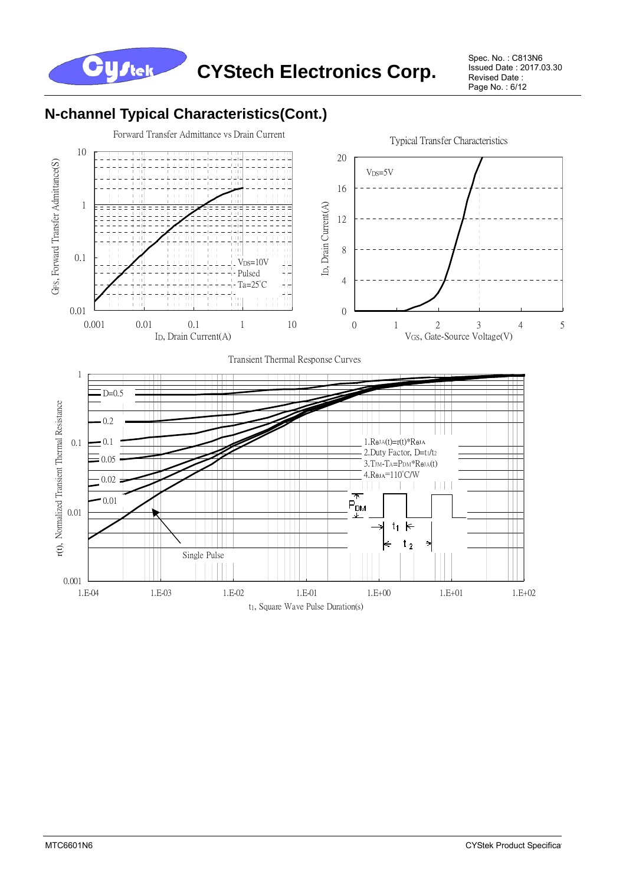## N-channel Typical Characteristics(Cont.)

Forward Transfer Admittance vs Drain Current

$G_{FS}$, Forward Transfer Admittance(S)

$V_{DS}$=10V
Pulsed
Ta=25°C

$I_D$, Drain Current(A)

Typical Transfer Characteristics

$V_{DS}$=5V

$I_D$, Drain Current(A)

$V_{GS}$, Gate-Source Voltage(V)

Transient Thermal Response Curves

r(t), Normalized Transient Thermal Resistance

D=0.5
0.2
0.1
0.05
0.02
0.01
Single Pulse

1. $R_{\theta JA}(t)=r(t)*R_{\theta JA}$
2. Duty Factor, $D=t_1/t_2$
3. $T_{JM}-T_A=P_{DM}*R_{\theta JA}(t)$
4. $R_{\theta JA}$=110°C/W

$P_{DM}$

$t_1$

$t_2$

$t_1$, Square Wave Pulse Duration(s)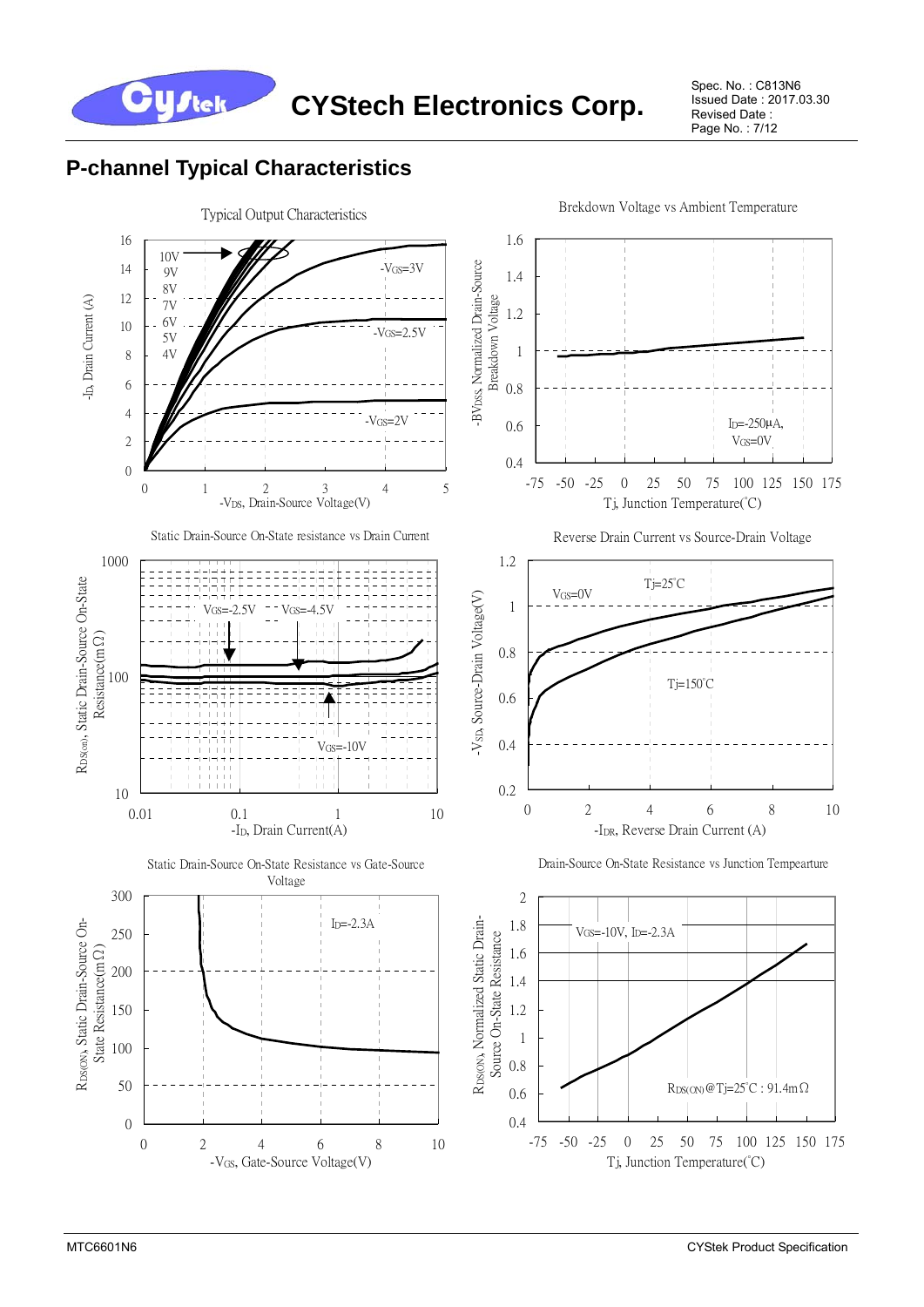## P-channel Typical Characteristics

Typical Output Characteristics

$-I_D$, Drain Current (A) vs $-V_{DS}$, Drain-Source Voltage(V)

10V, 9V, 8V, 7V, 6V, 5V, 4V, $-V_{GS}$=3V, $-V_{GS}$=2.5V, $-V_{GS}$=2V

Brekdown Voltage vs Ambient Temperature

$-BV_{DSS}$, Normalized Drain-Source Breakdown Voltage vs Tj, Junction Temperature(°C)

$I_D$=-250μA, $V_{GS}$=0V

Static Drain-Source On-State resistance vs Drain Current

$R_{DS(on)}$, Static Drain-Source On-State Resistance(mΩ) vs $-I_D$, Drain Current(A)

$V_{GS}$=-2.5V, $V_{GS}$=-4.5V, $V_{GS}$=-10V

Reverse Drain Current vs Source-Drain Voltage

$-V_{SD}$, Source-Drain Voltage(V) vs $-I_{DR}$, Reverse Drain Current (A)

$V_{GS}$=0V, Tj=25°C, Tj=150°C

Static Drain-Source On-State Resistance vs Gate-Source Voltage

$R_{DS(ON)}$, Static Drain-Source On-State Resistance(mΩ) vs $-V_{GS}$, Gate-Source Voltage(V)

$I_D$=-2.3A

Drain-Source On-State Resistance vs Junction Tempearture

$R_{DS(ON)}$, Normalized Static Drain-Source On-State Resistance vs Tj, Junction Temperature(°C)

$V_{GS}$=-10V, $I_D$=-2.3A

$R_{DS(ON)}$@Tj=25°C : 91.4mΩ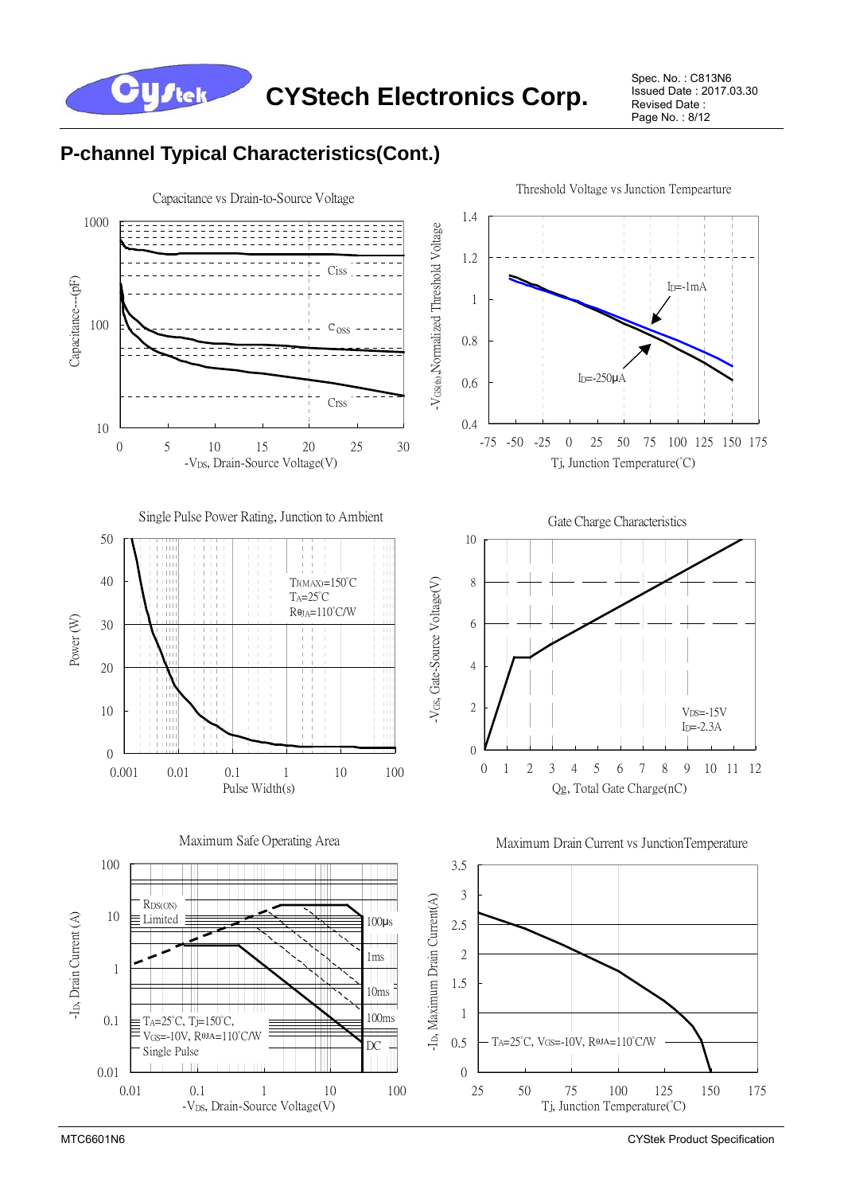## P-channel Typical Characteristics(Cont.)

Capacitance vs Drain-to-Source Voltage

Capacitance---(pF): 1000, 100, 10

Ciss

Coss

Crss

0 5 10 15 20 25 30

$-V_{DS}$, Drain-Source Voltage(V)

Threshold Voltage vs Junction Tempearture

$-V_{GS(th)}$,Normalized Threshold Voltage: 1.4, 1.2, 1, 0.8, 0.6, 0.4

$I_D$=-1mA

$I_D$=-250μA

-75 -50 -25 0 25 50 75 100 125 150 175

Tj, Junction Temperature(°C)

Single Pulse Power Rating, Junction to Ambient

Power (W): 50, 40, 30, 20, 10, 0

$T_{J(MAX)}$=150°C

$T_A$=25°C

$R_{\theta JA}$=110°C/W

0.001 0.01 0.1 1 10 100

Pulse Width(s)

Gate Charge Characteristics

$-V_{GS}$, Gate-Source Voltage(V): 10, 8, 6, 4, 2, 0

$V_{DS}$=-15V

$I_D$=-2.3A

0 1 2 3 4 5 6 7 8 9 10 11 12

Qg, Total Gate Charge(nC)

Maximum Safe Operating Area

$-I_D$, Drain Current (A): 100, 10, 1, 0.1, 0.01

$R_{DS(ON)}$ Limited

100μs

1ms

10ms

100ms

DC

$T_A$=25°C, Tj=150°C,

$V_{GS}$=-10V, $R_{\theta JA}$=110°C/W

Single Pulse

0.01 0.1 1 10 100

$-V_{DS}$, Drain-Source Voltage(V)

Maximum Drain Current vs JunctionTemperature

$-I_D$, Maximum Drain Current(A): 3.5, 3, 2.5, 2, 1.5, 1, 0.5, 0

$T_A$=25°C, $V_{GS}$=-10V, $R_{\theta JA}$=110°C/W

25 50 75 100 125 150 175

Tj, Junction Temperature(°C)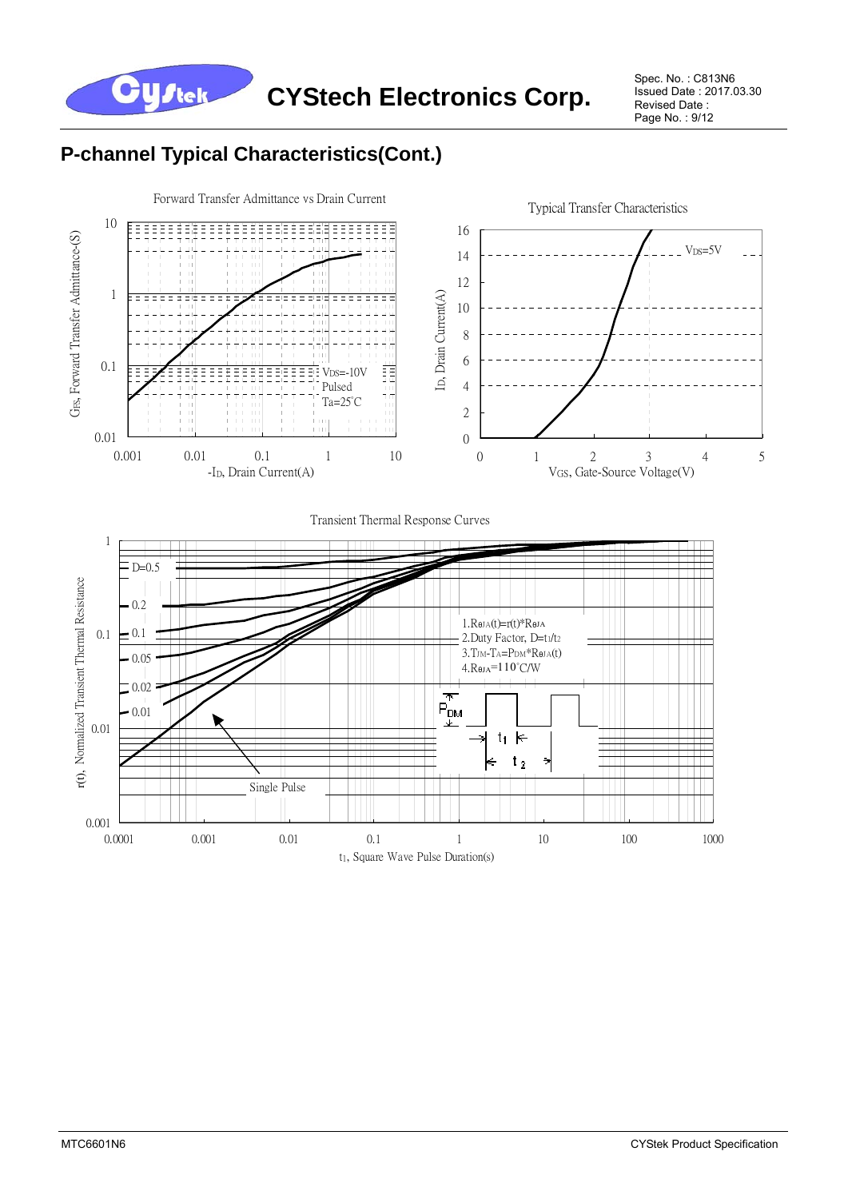## P-channel Typical Characteristics(Cont.)

Forward Transfer Admittance vs Drain Current

$G_{FS}$, Forward Transfer Admittance-(S)

$V_{DS}$=-10V
Pulsed
Ta=25°C

$-I_D$, Drain Current(A)

Typical Transfer Characteristics

$I_D$, Drain Current(A)

$V_{DS}$=5V

$V_{GS}$, Gate-Source Voltage(V)

Transient Thermal Response Curves

r(t), Normalized Transient Thermal Resistance

D=0.5
0.2
0.1
0.05
0.02
0.01
Single Pulse

1. $R_{\theta JA}(t)=r(t)*R_{\theta JA}$
2. Duty Factor, $D=t_1/t_2$
3. $T_{JM}-T_A=P_{DM}*R_{\theta JA}(t)$
4. $R_{\theta JA}$=110°C/W

$t_1$, Square Wave Pulse Duration(s)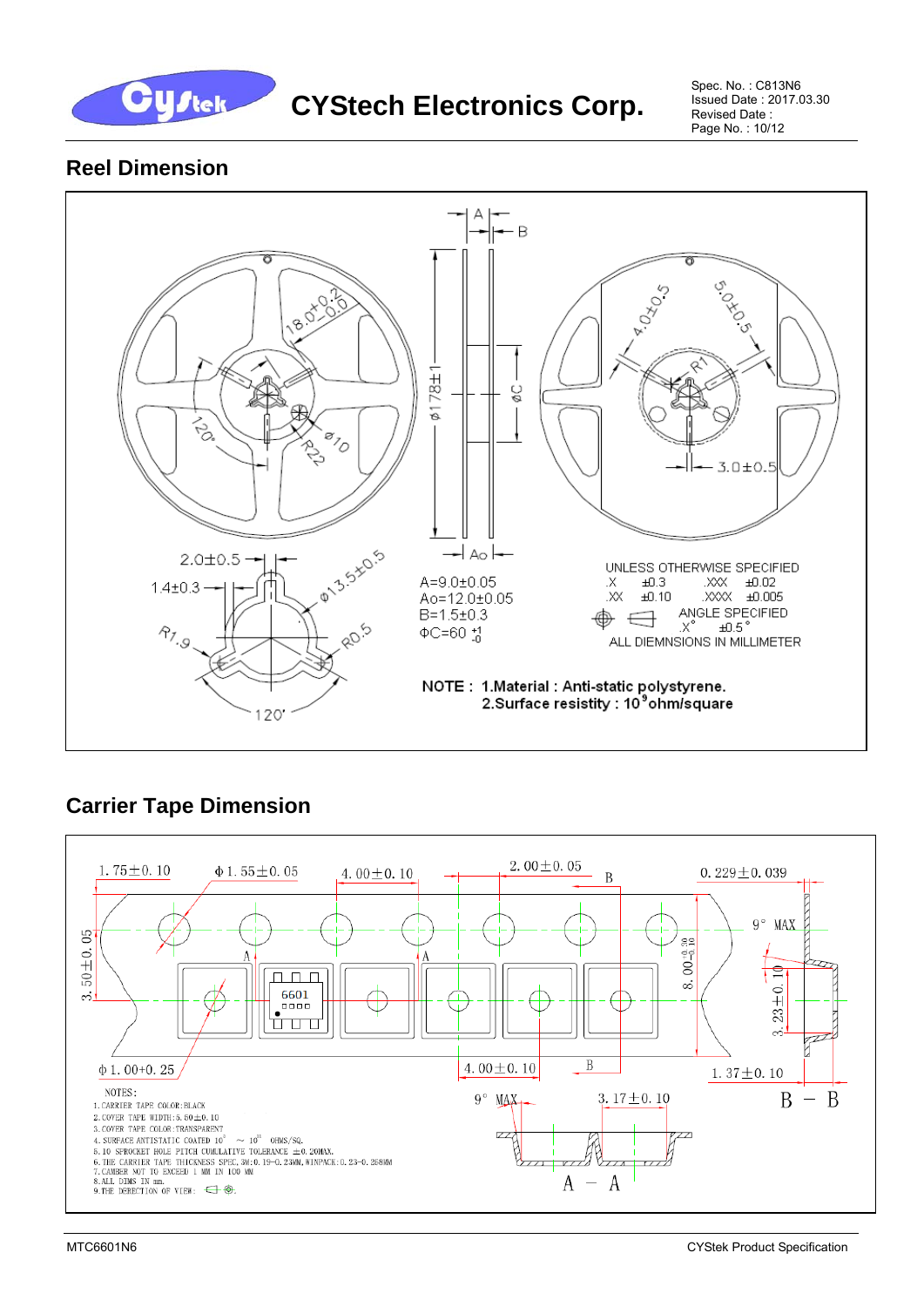## Reel Dimension

A=9.0±0.05
Ao=12.0±0.05
B=1.5±0.3
ΦC=60 $^{+1}_{-0}$

UNLESS OTHERWISE SPECIFIED

| | | | |
|---|---|---|---|
| .X | ±0.3 | .XXX | ±0.02 |
| .XX | ±0.10 | .XXXX | ±0.005 |

ANGLE SPECIFIED
.X° ±0.5°
ALL DIEMNSIONS IN MILLIMETER

**NOTE : 1.Material : Anti-static polystyrene.**
**2.Surface resistity : $10^{9}$ohm/square**

## Carrier Tape Dimension

NOTES:

1. CARRIER TAPE COLOR:BLACK
2. COVER TAPE WIDTH:5.50±0.10
3. COVER TAPE COLOR:TRANSPARENT
4. SURFACE ANTISTATIC COATED $10^{5}$ ~ $10^{11}$ OHMS/SQ.
5. 10 SPROCKET HOLE PITCH CUMULATIVE TOLERANCE ±0.20MAX.
6. THE CARRIER TAPE THICKNESS SPEC, 3M:0.19~0.25MM, WINPACK:0.23~0.268MM
7. CAMBER NOT TO EXCEED 1 MM IN 100 MM
8. ALL DIMS IN mm.
9. THE DERECTION OF VIEW:

MTC6601N6 CYStek Product Specification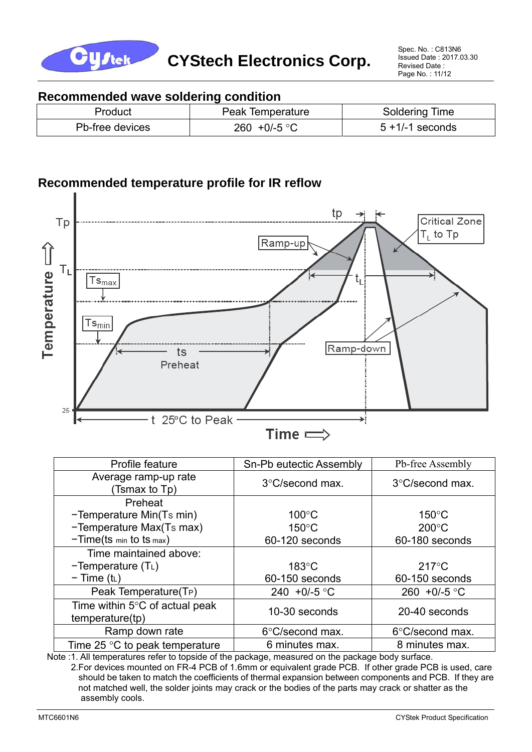## Recommended wave soldering condition

| Product | Peak Temperature | Soldering Time |
|---|---|---|
| Pb-free devices | 260 +0/-5 °C | 5 +1/-1 seconds |

## Recommended temperature profile for IR reflow

| Profile feature | Sn-Pb eutectic Assembly | Pb-free Assembly |
|---|---|---|
| Average ramp-up rate (Tsmax to Tp) | 3°C/second max. | 3°C/second max. |
| Preheat<br>−Temperature Min($T_S$ min)<br>−Temperature Max($T_S$ max)<br>−Time($t_{s\,min}$ to $t_{s\,max}$) | <br>100°C<br>150°C<br>60-120 seconds | <br>150°C<br>200°C<br>60-180 seconds |
| Time maintained above:<br>−Temperature ($T_L$)<br>− Time ($t_L$) | <br>183°C<br>60-150 seconds | <br>217°C<br>60-150 seconds |
| Peak Temperature($T_P$) | 240 +0/-5 °C | 260 +0/-5 °C |
| Time within 5°C of actual peak temperature(tp) | 10-30 seconds | 20-40 seconds |
| Ramp down rate | 6°C/second max. | 6°C/second max. |
| Time 25 °C to peak temperature | 6 minutes max. | 8 minutes max. |

Note :1. All temperatures refer to topside of the package, measured on the package body surface.

2.For devices mounted on FR-4 PCB of 1.6mm or equivalent grade PCB. If other grade PCB is used, care should be taken to match the coefficients of thermal expansion between components and PCB. If they are not matched well, the solder joints may crack or the bodies of the parts may crack or shatter as the assembly cools.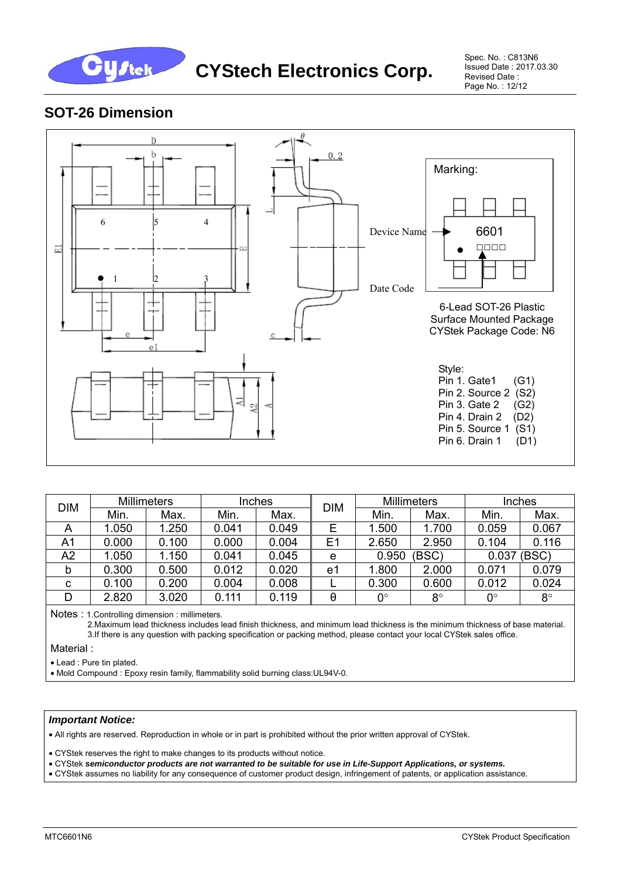## SOT-26 Dimension

Marking:

6601

□□□□

Device Name

Date Code

6-Lead SOT-26 Plastic Surface Mounted Package
CYStek Package Code: N6

Style:
Pin 1. Gate1 (G1)
Pin 2. Source 2 (S2)
Pin 3. Gate 2 (G2)
Pin 4. Drain 2 (D2)
Pin 5. Source 1 (S1)
Pin 6. Drain 1 (D1)

| DIM | Millimeters | | Inches | | DIM | Millimeters | | Inches | |
|---|---|---|---|---|---|---|---|---|---|
| | Min. | Max. | Min. | Max. | | Min. | Max. | Min. | Max. |
| A | 1.050 | 1.250 | 0.041 | 0.049 | E | 1.500 | 1.700 | 0.059 | 0.067 |
| A1 | 0.000 | 0.100 | 0.000 | 0.004 | E1 | 2.650 | 2.950 | 0.104 | 0.116 |
| A2 | 1.050 | 1.150 | 0.041 | 0.045 | e | 0.950 (BSC) | | 0.037 (BSC) | |
| b | 0.300 | 0.500 | 0.012 | 0.020 | e1 | 1.800 | 2.000 | 0.071 | 0.079 |
| c | 0.100 | 0.200 | 0.004 | 0.008 | L | 0.300 | 0.600 | 0.012 | 0.024 |
| D | 2.820 | 3.020 | 0.111 | 0.119 | θ | 0° | 8° | 0° | 8° |

Notes : 1.Controlling dimension : millimeters.
2.Maximum lead thickness includes lead finish thickness, and minimum lead thickness is the minimum thickness of base material.
3.If there is any question with packing specification or packing method, please contact your local CYStek sales office.

Material :

- Lead : Pure tin plated.
- Mold Compound : Epoxy resin family, flammability solid burning class:UL94V-0.

***Important Notice:***

- All rights are reserved. Reproduction in whole or in part is prohibited without the prior written approval of CYStek.
- CYStek reserves the right to make changes to its products without notice.
- CYStek ***semiconductor products are not warranted to be suitable for use in Life-Support Applications, or systems.***
- CYStek assumes no liability for any consequence of customer product design, infringement of patents, or application assistance.